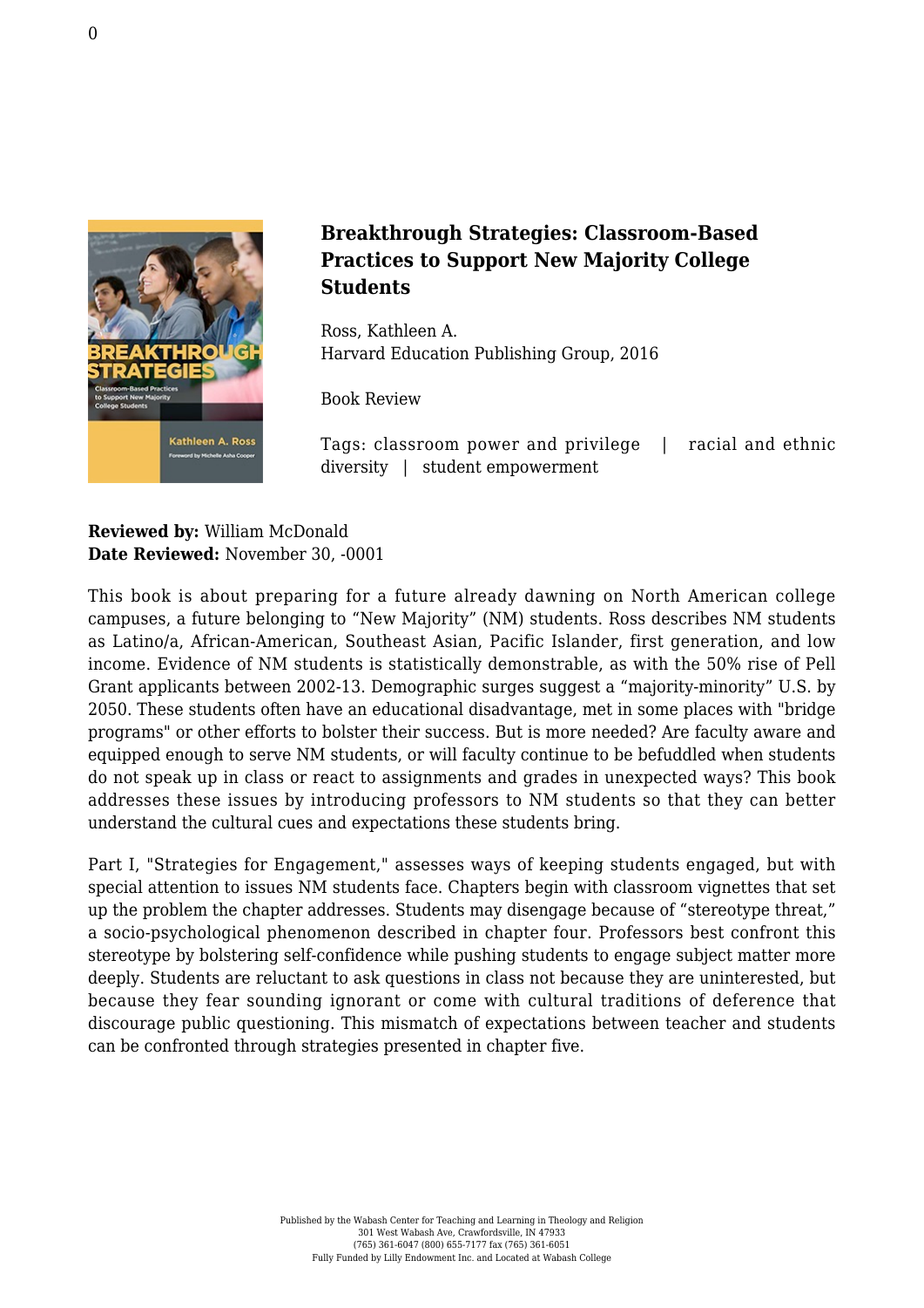# Breakthrough Strategies: Classroom-Based Practices to Support New Majority College Students

Ross, Kathleen A.
Harvard Education Publishing Group, 2016

Book Review

Tags: classroom power and privilege | racial and ethnic diversity | student empowerment

**Reviewed by:** William McDonald
**Date Reviewed:** November 30, -0001

This book is about preparing for a future already dawning on North American college campuses, a future belonging to "New Majority" (NM) students. Ross describes NM students as Latino/a, African-American, Southeast Asian, Pacific Islander, first generation, and low income. Evidence of NM students is statistically demonstrable, as with the 50% rise of Pell Grant applicants between 2002-13. Demographic surges suggest a "majority-minority" U.S. by 2050. These students often have an educational disadvantage, met in some places with "bridge programs" or other efforts to bolster their success. But is more needed? Are faculty aware and equipped enough to serve NM students, or will faculty continue to be befuddled when students do not speak up in class or react to assignments and grades in unexpected ways? This book addresses these issues by introducing professors to NM students so that they can better understand the cultural cues and expectations these students bring.

Part I, "Strategies for Engagement," assesses ways of keeping students engaged, but with special attention to issues NM students face. Chapters begin with classroom vignettes that set up the problem the chapter addresses. Students may disengage because of "stereotype threat," a socio-psychological phenomenon described in chapter four. Professors best confront this stereotype by bolstering self-confidence while pushing students to engage subject matter more deeply. Students are reluctant to ask questions in class not because they are uninterested, but because they fear sounding ignorant or come with cultural traditions of deference that discourage public questioning. This mismatch of expectations between teacher and students can be confronted through strategies presented in chapter five.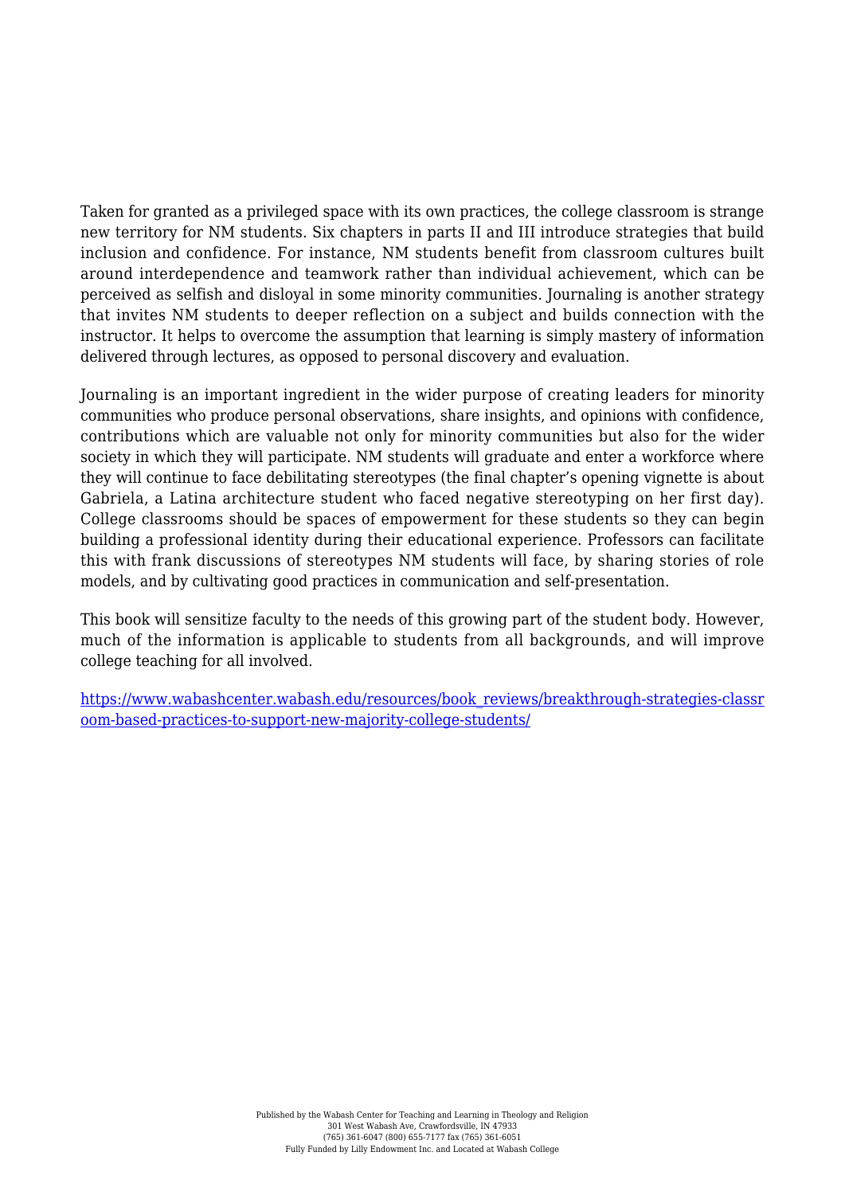Taken for granted as a privileged space with its own practices, the college classroom is strange new territory for NM students. Six chapters in parts II and III introduce strategies that build inclusion and confidence. For instance, NM students benefit from classroom cultures built around interdependence and teamwork rather than individual achievement, which can be perceived as selfish and disloyal in some minority communities. Journaling is another strategy that invites NM students to deeper reflection on a subject and builds connection with the instructor. It helps to overcome the assumption that learning is simply mastery of information delivered through lectures, as opposed to personal discovery and evaluation.

Journaling is an important ingredient in the wider purpose of creating leaders for minority communities who produce personal observations, share insights, and opinions with confidence, contributions which are valuable not only for minority communities but also for the wider society in which they will participate. NM students will graduate and enter a workforce where they will continue to face debilitating stereotypes (the final chapter's opening vignette is about Gabriela, a Latina architecture student who faced negative stereotyping on her first day). College classrooms should be spaces of empowerment for these students so they can begin building a professional identity during their educational experience. Professors can facilitate this with frank discussions of stereotypes NM students will face, by sharing stories of role models, and by cultivating good practices in communication and self-presentation.

This book will sensitize faculty to the needs of this growing part of the student body. However, much of the information is applicable to students from all backgrounds, and will improve college teaching for all involved.

[https://www.wabashcenter.wabash.edu/resources/book_reviews/breakthrough-strategies-classroom-based-practices-to-support-new-majority-college-students/](https://www.wabashcenter.wabash.edu/resources/book_reviews/breakthrough-strategies-classroom-based-practices-to-support-new-majority-college-students/)

Published by the Wabash Center for Teaching and Learning in Theology and Religion
301 West Wabash Ave, Crawfordsville, IN 47933
(765) 361-6047 (800) 655-7177 fax (765) 361-6051
Fully Funded by Lilly Endowment Inc. and Located at Wabash College